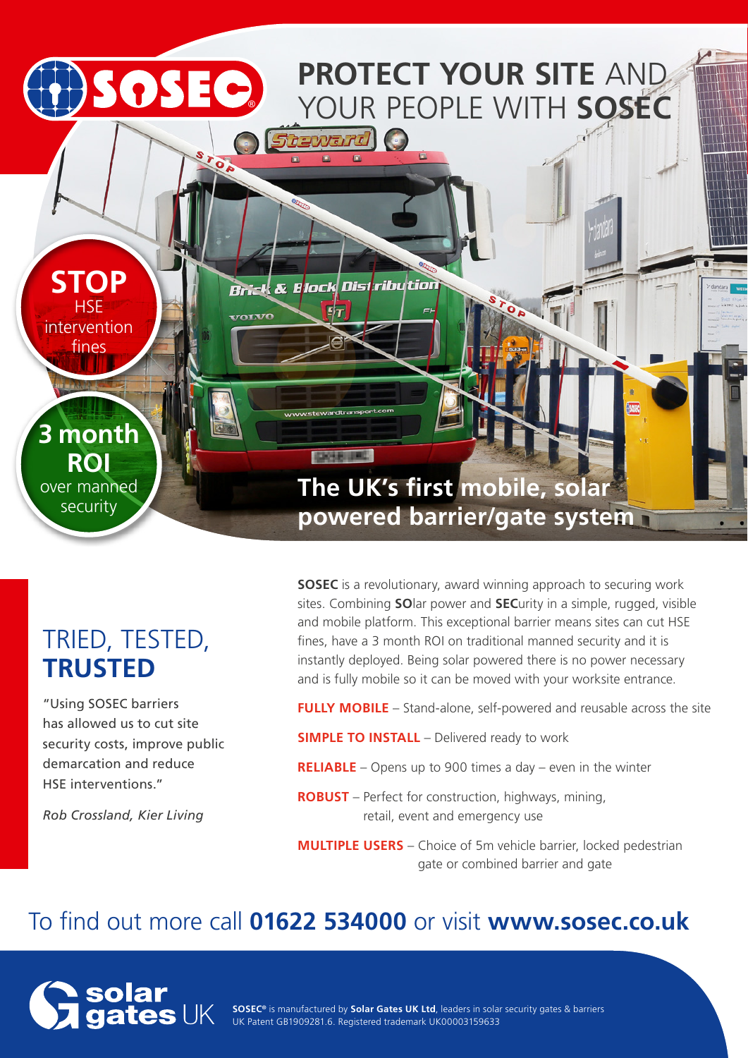# PROTECT YOUR SITE AND YOUR PEOPLE WITH SOSEC

**STOP** HSE intervention fines

**3 month ROI** over manned security

## The UK's first mobile, solar powered barrier/gate system

## TRIED, TESTED, **TRUSTED**

"Using SOSEC barriers has allowed us to cut site security costs, improve public demarcation and reduce HSE interventions."

*Rob Crossland, Kier Living*

**SOSEC** is a revolutionary, award winning approach to securing work sites. Combining **SO**lar power and **SEC**urity in a simple, rugged, visible and mobile platform. This exceptional barrier means sites can cut HSE fines, have a 3 month ROI on traditional manned security and it is instantly deployed. Being solar powered there is no power necessary and is fully mobile so it can be moved with your worksite entrance.

**FULLY MOBILE** – Stand-alone, self-powered and reusable across the site

**SIMPLE TO INSTALL** – Delivered ready to work

**RELIABLE** – Opens up to 900 times a day – even in the winter

**ROBUST** – Perfect for construction, highways, mining, retail, event and emergency use

**MULTIPLE USERS** – Choice of 5m vehicle barrier, locked pedestrian gate or combined barrier and gate

To find out more call **01622 534000** or visit **www.sosec.co.uk**

solar gates UK

**SOSEC®** is manufactured by **Solar Gates UK Ltd**, leaders in solar security gates & barriers
UK Patent GB1909281.6. Registered trademark UK00003159633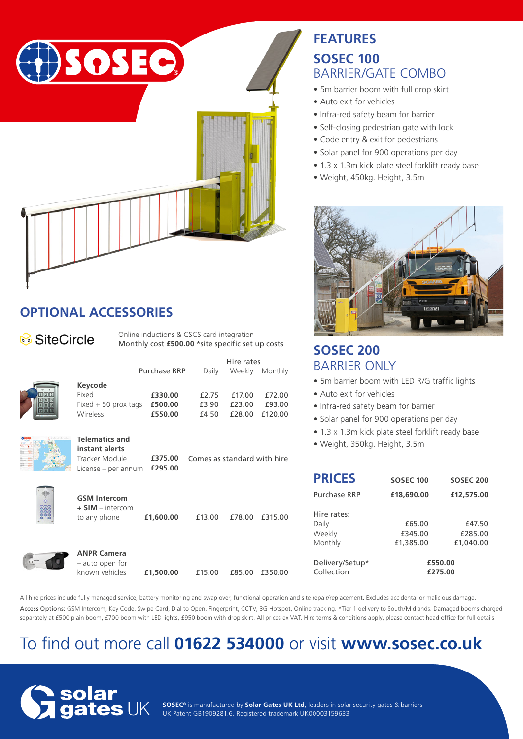# SOSEC

## FEATURES

### SOSEC 100
BARRIER/GATE COMBO

- 5m barrier boom with full drop skirt
- Auto exit for vehicles
- Infra-red safety beam for barrier
- Self-closing pedestrian gate with lock
- Code entry & exit for pedestrians
- Solar panel for 900 operations per day
- 1.3 x 1.3m kick plate steel forklift ready base
- Weight, 450kg. Height, 3.5m

### SOSEC 200
BARRIER ONLY

- 5m barrier boom with LED R/G traffic lights
- Auto exit for vehicles
- Infra-red safety beam for barrier
- Solar panel for 900 operations per day
- 1.3 x 1.3m kick plate steel forklift ready base
- Weight, 350kg. Height, 3.5m

## OPTIONAL ACCESSORIES

**SiteCircle** — Online inductions & CSCS card integration
Monthly cost **£500.00** *site specific set up costs

| | Purchase RRP | Hire rates Daily | Weekly | Monthly |
|---|---|---|---|---|
| **Keycode** | | | | |
| Fixed | **£330.00** | £2.75 | £17.00 | £72.00 |
| Fixed + 50 prox tags | **£500.00** | £3.90 | £23.00 | £93.00 |
| Wireless | **£550.00** | £4.50 | £28.00 | £120.00 |
| **Telematics and instant alerts** | | | | |
| Tracker Module | **£375.00** | Comes as standard with hire | | |
| License – per annum | **£295.00** | | | |
| **GSM Intercom** **+ SIM** – intercom to any phone | **£1,600.00** | £13.00 | £78.00 | £315.00 |
| **ANPR Camera** – auto open for known vehicles | **£1,500.00** | £15.00 | £85.00 | £350.00 |

## PRICES

| | SOSEC 100 | SOSEC 200 |
|---|---|---|
| Purchase RRP | **£18,690.00** | **£12,575.00** |
| Hire rates: | | |
| Daily | £65.00 | £47.50 |
| Weekly | £345.00 | £285.00 |
| Monthly | £1,385.00 | £1,040.00 |
| Delivery/Setup* | **£550.00** | |
| Collection | **£275.00** | |

All hire prices include fully managed service, battery monitoring and swap over, functional operation and site repair/replacement. Excludes accidental or malicious damage.

Access Options: GSM Intercom, Key Code, Swipe Card, Dial to Open, Fingerprint, CCTV, 3G Hotspot, Online tracking. *Tier 1 delivery to South/Midlands. Damaged booms charged separately at £500 plain boom, £700 boom with LED lights, £950 boom with drop skirt. All prices ex VAT. Hire terms & conditions apply, please contact head office for full details.

To find out more call **01622 534000** or visit **www.sosec.co.uk**

solar gates UK

**SOSEC®** is manufactured by **Solar Gates UK Ltd**, leaders in solar security gates & barriers
UK Patent GB1909281.6. Registered trademark UK00003159633